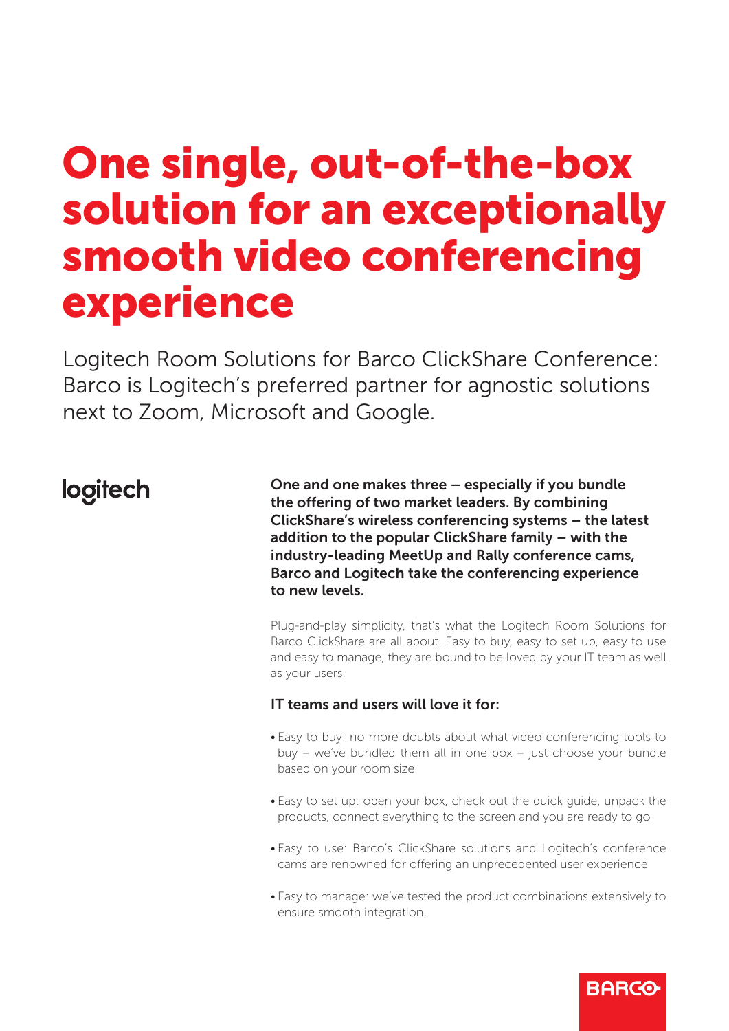# One single, out-of-the-box solution for an exceptionally smooth video conferencing experience

Logitech Room Solutions for Barco ClickShare Conference: Barco is Logitech's preferred partner for agnostic solutions next to Zoom, Microsoft and Google.

logitech

**One and one makes three – especially if you bundle the offering of two market leaders. By combining ClickShare's wireless conferencing systems – the latest addition to the popular ClickShare family – with the industry-leading MeetUp and Rally conference cams, Barco and Logitech take the conferencing experience to new levels.**

Plug-and-play simplicity, that's what the Logitech Room Solutions for Barco ClickShare are all about. Easy to buy, easy to set up, easy to use and easy to manage, they are bound to be loved by your IT team as well as your users.

**IT teams and users will love it for:**

- Easy to buy: no more doubts about what video conferencing tools to buy – we've bundled them all in one box – just choose your bundle based on your room size
- Easy to set up: open your box, check out the quick guide, unpack the products, connect everything to the screen and you are ready to go
- Easy to use: Barco's ClickShare solutions and Logitech's conference cams are renowned for offering an unprecedented user experience
- Easy to manage: we've tested the product combinations extensively to ensure smooth integration.

BARCO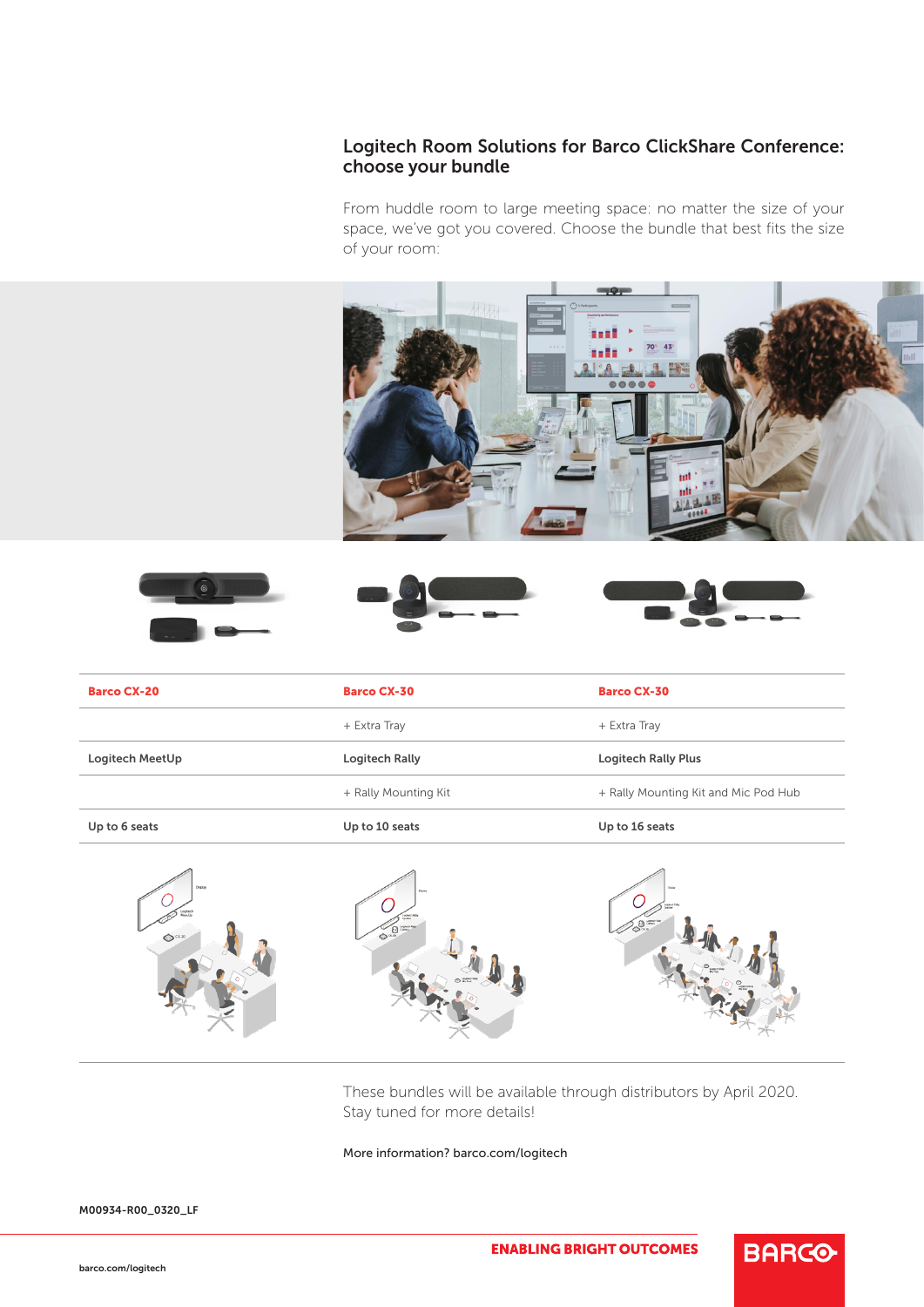## Logitech Room Solutions for Barco ClickShare Conference: choose your bundle

From huddle room to large meeting space: no matter the size of your space, we've got you covered. Choose the bundle that best fits the size of your room:

| | | |
|---|---|---|
| **Barco CX-20** | **Barco CX-30** | **Barco CX-30** |
| | + Extra Tray | + Extra Tray |
| **Logitech MeetUp** | **Logitech Rally** | **Logitech Rally Plus** |
| | + Rally Mounting Kit | + Rally Mounting Kit and Mic Pod Hub |
| **Up to 6 seats** | **Up to 10 seats** | **Up to 16 seats** |

These bundles will be available through distributors by April 2020.
Stay tuned for more details!

More information? barco.com/logitech

M00934-R00_0320_LF

**ENABLING BRIGHT OUTCOMES**

BARCO

barco.com/logitech